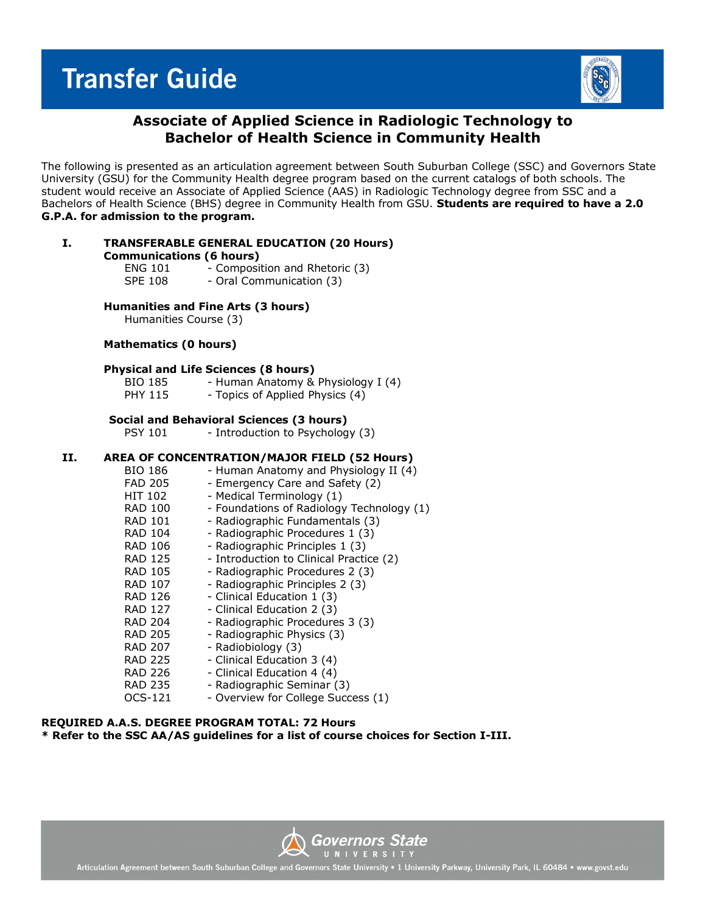# Transfer Guide

## Associate of Applied Science in Radiologic Technology to Bachelor of Health Science in Community Health

The following is presented as an articulation agreement between South Suburban College (SSC) and Governors State University (GSU) for the Community Health degree program based on the current catalogs of both schools. The student would receive an Associate of Applied Science (AAS) in Radiologic Technology degree from SSC and a Bachelors of Health Science (BHS) degree in Community Health from GSU. **Students are required to have a 2.0 G.P.A. for admission to the program.**

### I. TRANSFERABLE GENERAL EDUCATION (20 Hours)

**Communications (6 hours)**

- ENG 101 - Composition and Rhetoric (3)
- SPE 108 - Oral Communication (3)

**Humanities and Fine Arts (3 hours)**

- Humanities Course (3)

**Mathematics (0 hours)**

**Physical and Life Sciences (8 hours)**

- BIO 185 - Human Anatomy & Physiology I (4)
- PHY 115 - Topics of Applied Physics (4)

**Social and Behavioral Sciences (3 hours)**

- PSY 101 - Introduction to Psychology (3)

### II. AREA OF CONCENTRATION/MAJOR FIELD (52 Hours)

- BIO 186 - Human Anatomy and Physiology II (4)
- FAD 205 - Emergency Care and Safety (2)
- HIT 102 - Medical Terminology (1)
- RAD 100 - Foundations of Radiology Technology (1)
- RAD 101 - Radiographic Fundamentals (3)
- RAD 104 - Radiographic Procedures 1 (3)
- RAD 106 - Radiographic Principles 1 (3)
- RAD 125 - Introduction to Clinical Practice (2)
- RAD 105 - Radiographic Procedures 2 (3)
- RAD 107 - Radiographic Principles 2 (3)
- RAD 126 - Clinical Education 1 (3)
- RAD 127 - Clinical Education 2 (3)
- RAD 204 - Radiographic Procedures 3 (3)
- RAD 205 - Radiographic Physics (3)
- RAD 207 - Radiobiology (3)
- RAD 225 - Clinical Education 3 (4)
- RAD 226 - Clinical Education 4 (4)
- RAD 235 - Radiographic Seminar (3)
- OCS-121 - Overview for College Success (1)

**REQUIRED A.A.S. DEGREE PROGRAM TOTAL: 72 Hours**

**\* Refer to the SSC AA/AS guidelines for a list of course choices for Section I-III.**

Articulation Agreement between South Suburban College and Governors State University • 1 University Parkway, University Park, IL 60484 • www.govst.edu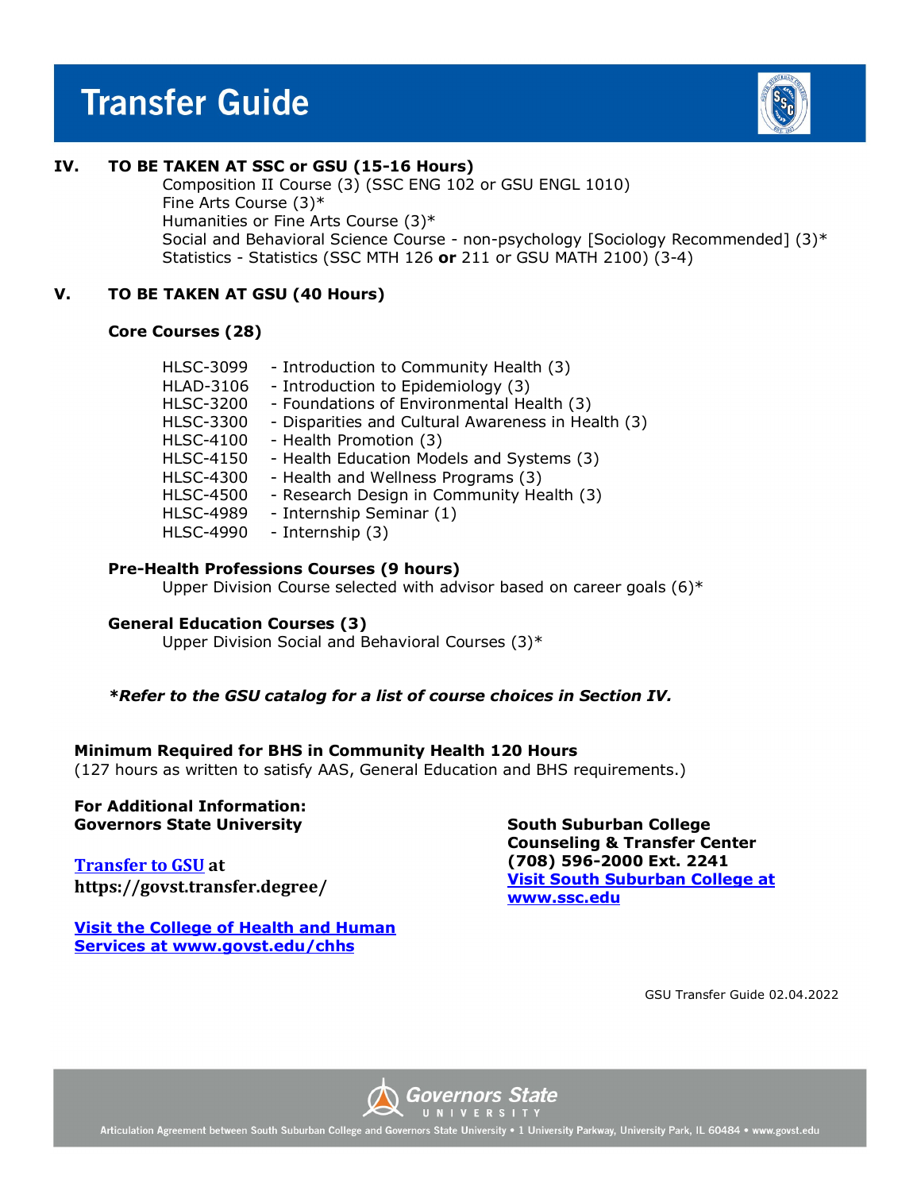# Transfer Guide

## IV. TO BE TAKEN AT SSC or GSU (15-16 Hours)

Composition II Course (3) (SSC ENG 102 or GSU ENGL 1010)
Fine Arts Course (3)*
Humanities or Fine Arts Course (3)*
Social and Behavioral Science Course - non-psychology [Sociology Recommended] (3)*
Statistics - Statistics (SSC MTH 126 **or** 211 or GSU MATH 2100) (3-4)

## V. TO BE TAKEN AT GSU (40 Hours)

### Core Courses (28)

| | |
|---|---|
| HLSC-3099 | - Introduction to Community Health (3) |
| HLAD-3106 | - Introduction to Epidemiology (3) |
| HLSC-3200 | - Foundations of Environmental Health (3) |
| HLSC-3300 | - Disparities and Cultural Awareness in Health (3) |
| HLSC-4100 | - Health Promotion (3) |
| HLSC-4150 | - Health Education Models and Systems (3) |
| HLSC-4300 | - Health and Wellness Programs (3) |
| HLSC-4500 | - Research Design in Community Health (3) |
| HLSC-4989 | - Internship Seminar (1) |
| HLSC-4990 | - Internship (3) |

### Pre-Health Professions Courses (9 hours)

Upper Division Course selected with advisor based on career goals (6)*

### General Education Courses (3)

Upper Division Social and Behavioral Courses (3)*

***Refer to the GSU catalog for a list of course choices in Section IV.***

**Minimum Required for BHS in Community Health 120 Hours**
(127 hours as written to satisfy AAS, General Education and BHS requirements.)

**For Additional Information:**
**Governors State University**

**Transfer to GSU at https://govst.transfer.degree/**

**Visit the College of Health and Human Services at www.govst.edu/chhs**

**South Suburban College**
**Counseling & Transfer Center**
**(708) 596-2000 Ext. 2241**
**Visit South Suburban College at www.ssc.edu**

GSU Transfer Guide 02.04.2022

Governors State University

Articulation Agreement between South Suburban College and Governors State University • 1 University Parkway, University Park, IL 60484 • www.govst.edu